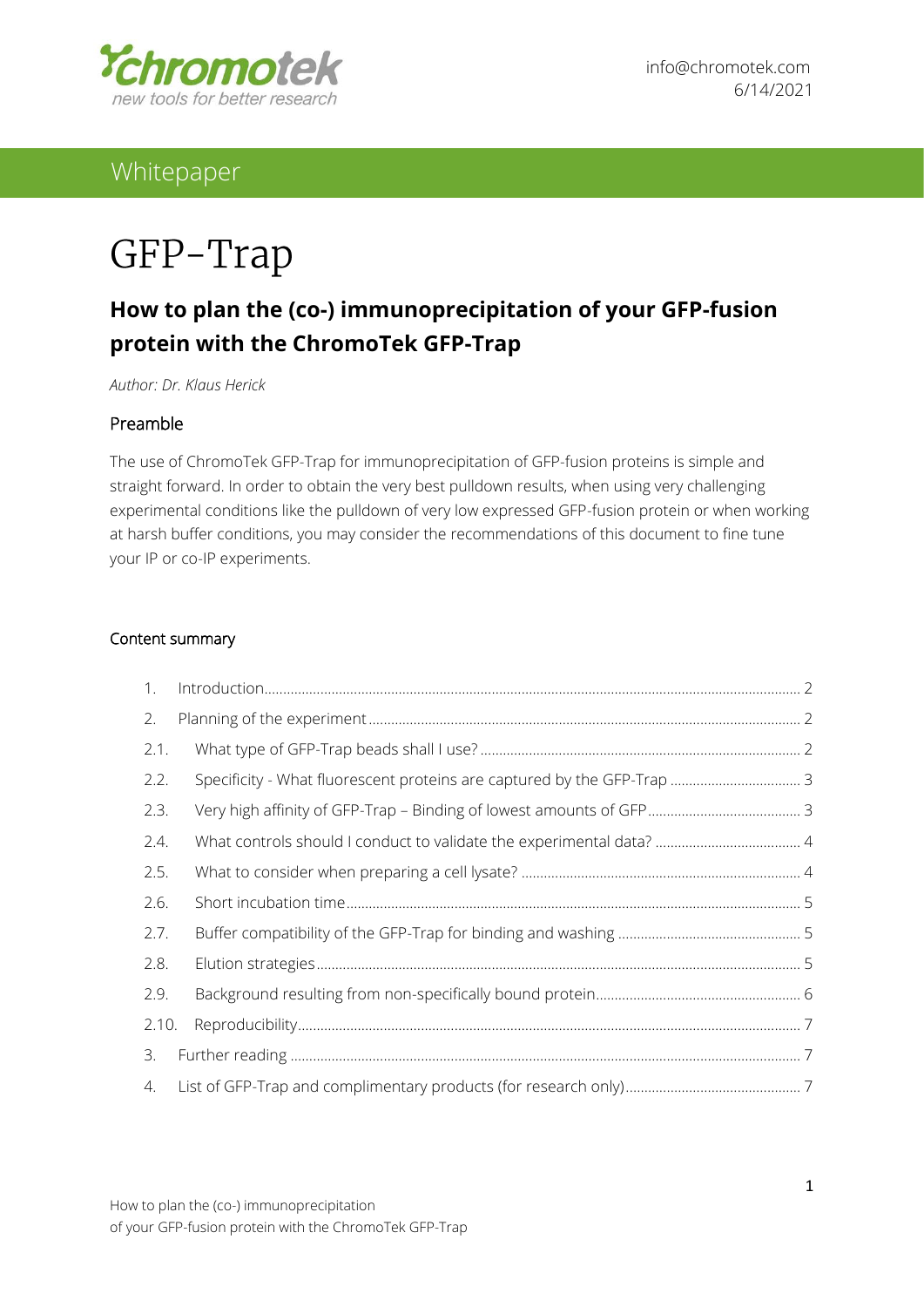info@chromotek.com
6/14/2021

Whitepaper

# GFP-Trap

## How to plan the (co-) immunoprecipitation of your GFP-fusion protein with the ChromoTek GFP-Trap

*Author: Dr. Klaus Herick*

### Preamble

The use of ChromoTek GFP-Trap for immunoprecipitation of GFP-fusion proteins is simple and straight forward. In order to obtain the very best pulldown results, when using very challenging experimental conditions like the pulldown of very low expressed GFP-fusion protein or when working at harsh buffer conditions, you may consider the recommendations of this document to fine tune your IP or co-IP experiments.

### Content summary

1. Introduction ... 2
2. Planning of the experiment ... 2
   - 2.1. What type of GFP-Trap beads shall I use? ... 2
   - 2.2. Specificity - What fluorescent proteins are captured by the GFP-Trap ... 3
   - 2.3. Very high affinity of GFP-Trap – Binding of lowest amounts of GFP ... 3
   - 2.4. What controls should I conduct to validate the experimental data? ... 4
   - 2.5. What to consider when preparing a cell lysate? ... 4
   - 2.6. Short incubation time ... 5
   - 2.7. Buffer compatibility of the GFP-Trap for binding and washing ... 5
   - 2.8. Elution strategies ... 5
   - 2.9. Background resulting from non-specifically bound protein ... 6
   - 2.10. Reproducibility ... 7
3. Further reading ... 7
4. List of GFP-Trap and complimentary products (for research only) ... 7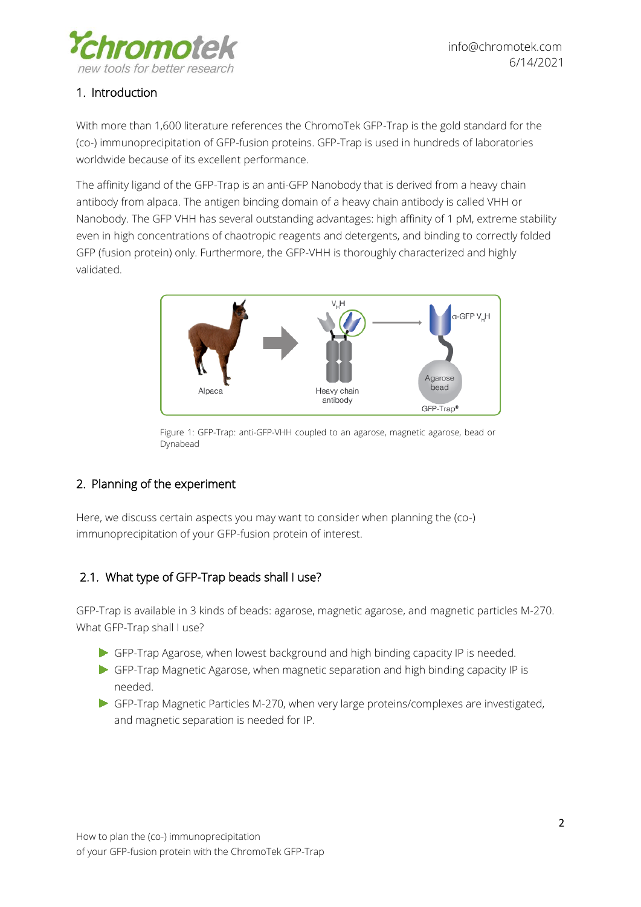## 1. Introduction

With more than 1,600 literature references the ChromoTek GFP-Trap is the gold standard for the (co-) immunoprecipitation of GFP-fusion proteins. GFP-Trap is used in hundreds of laboratories worldwide because of its excellent performance.

The affinity ligand of the GFP-Trap is an anti-GFP Nanobody that is derived from a heavy chain antibody from alpaca. The antigen binding domain of a heavy chain antibody is called VHH or Nanobody. The GFP VHH has several outstanding advantages: high affinity of 1 pM, extreme stability even in high concentrations of chaotropic reagents and detergents, and binding to correctly folded GFP (fusion protein) only. Furthermore, the GFP-VHH is thoroughly characterized and highly validated.

Figure 1: GFP-Trap: anti-GFP-VHH coupled to an agarose, magnetic agarose, bead or Dynabead

## 2. Planning of the experiment

Here, we discuss certain aspects you may want to consider when planning the (co-) immunoprecipitation of your GFP-fusion protein of interest.

### 2.1. What type of GFP-Trap beads shall I use?

GFP-Trap is available in 3 kinds of beads: agarose, magnetic agarose, and magnetic particles M-270. What GFP-Trap shall I use?

- GFP-Trap Agarose, when lowest background and high binding capacity IP is needed.
- GFP-Trap Magnetic Agarose, when magnetic separation and high binding capacity IP is needed.
- GFP-Trap Magnetic Particles M-270, when very large proteins/complexes are investigated, and magnetic separation is needed for IP.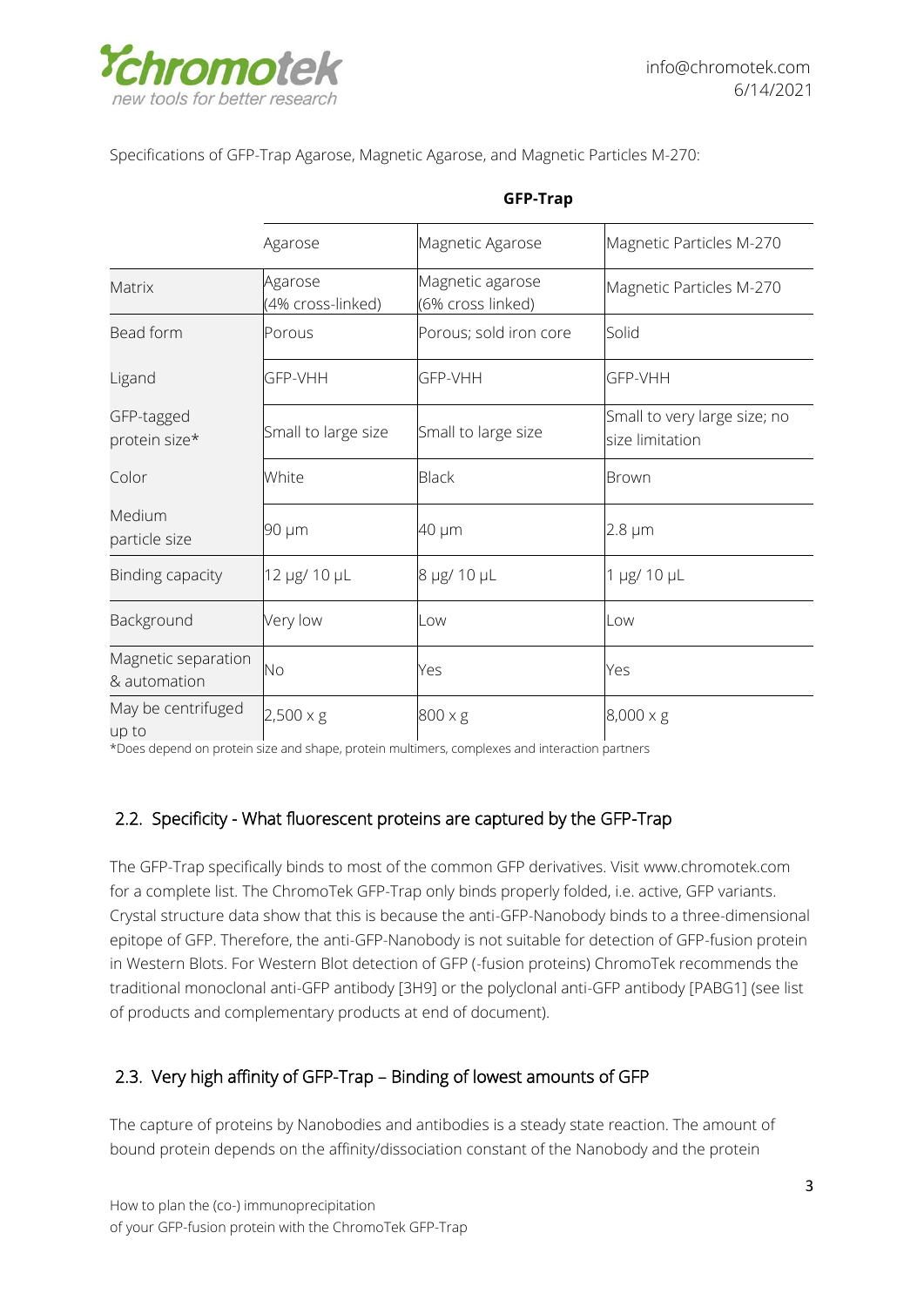Specifications of GFP-Trap Agarose, Magnetic Agarose, and Magnetic Particles M-270:

| | GFP-Trap | | |
|---|---|---|---|
| | Agarose | Magnetic Agarose | Magnetic Particles M-270 |
| Matrix | Agarose (4% cross-linked) | Magnetic agarose (6% cross linked) | Magnetic Particles M-270 |
| Bead form | Porous | Porous; sold iron core | Solid |
| Ligand | GFP-VHH | GFP-VHH | GFP-VHH |
| GFP-tagged protein size* | Small to large size | Small to large size | Small to very large size; no size limitation |
| Color | White | Black | Brown |
| Medium particle size | 90 µm | 40 µm | 2.8 µm |
| Binding capacity | 12 µg/ 10 µL | 8 µg/ 10 µL | 1 µg/ 10 µL |
| Background | Very low | Low | Low |
| Magnetic separation & automation | No | Yes | Yes |
| May be centrifuged up to | 2,500 x g | 800 x g | 8,000 x g |

*Does depend on protein size and shape, protein multimers, complexes and interaction partners

## 2.2. Specificity - What fluorescent proteins are captured by the GFP-Trap

The GFP-Trap specifically binds to most of the common GFP derivatives. Visit www.chromotek.com for a complete list. The ChromoTek GFP-Trap only binds properly folded, i.e. active, GFP variants. Crystal structure data show that this is because the anti-GFP-Nanobody binds to a three-dimensional epitope of GFP. Therefore, the anti-GFP-Nanobody is not suitable for detection of GFP-fusion protein in Western Blots. For Western Blot detection of GFP (-fusion proteins) ChromoTek recommends the traditional monoclonal anti-GFP antibody [3H9] or the polyclonal anti-GFP antibody [PABG1] (see list of products and complementary products at end of document).

## 2.3. Very high affinity of GFP-Trap – Binding of lowest amounts of GFP

The capture of proteins by Nanobodies and antibodies is a steady state reaction. The amount of bound protein depends on the affinity/dissociation constant of the Nanobody and the protein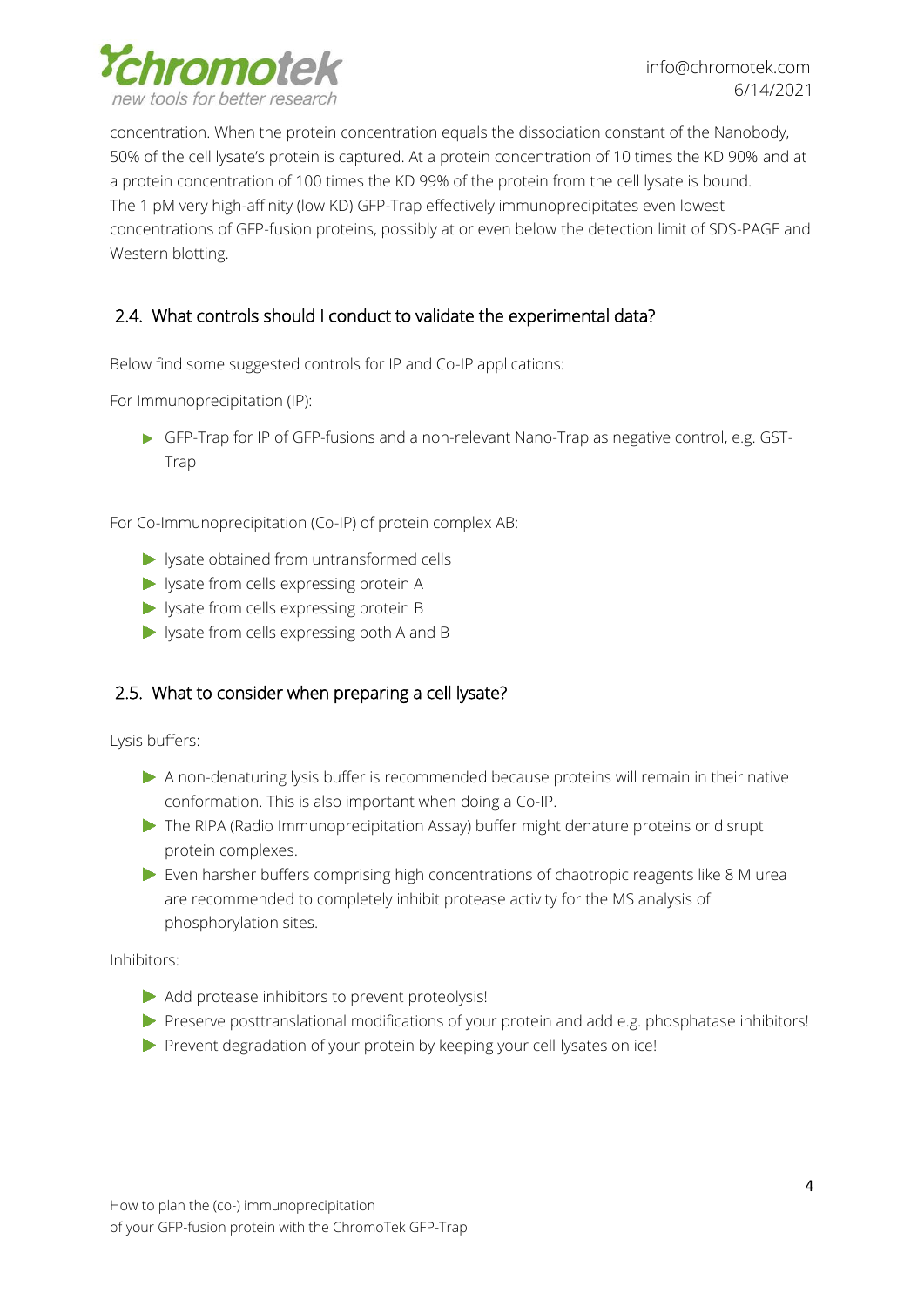concentration. When the protein concentration equals the dissociation constant of the Nanobody, 50% of the cell lysate's protein is captured. At a protein concentration of 10 times the KD 90% and at a protein concentration of 100 times the KD 99% of the protein from the cell lysate is bound. The 1 pM very high-affinity (low KD) GFP-Trap effectively immunoprecipitates even lowest concentrations of GFP-fusion proteins, possibly at or even below the detection limit of SDS-PAGE and Western blotting.

## 2.4. What controls should I conduct to validate the experimental data?

Below find some suggested controls for IP and Co-IP applications:

For Immunoprecipitation (IP):

- GFP-Trap for IP of GFP-fusions and a non-relevant Nano-Trap as negative control, e.g. GST-Trap

For Co-Immunoprecipitation (Co-IP) of protein complex AB:

- lysate obtained from untransformed cells
- lysate from cells expressing protein A
- lysate from cells expressing protein B
- lysate from cells expressing both A and B

## 2.5. What to consider when preparing a cell lysate?

Lysis buffers:

- A non-denaturing lysis buffer is recommended because proteins will remain in their native conformation. This is also important when doing a Co-IP.
- The RIPA (Radio Immunoprecipitation Assay) buffer might denature proteins or disrupt protein complexes.
- Even harsher buffers comprising high concentrations of chaotropic reagents like 8 M urea are recommended to completely inhibit protease activity for the MS analysis of phosphorylation sites.

Inhibitors:

- Add protease inhibitors to prevent proteolysis!
- Preserve posttranslational modifications of your protein and add e.g. phosphatase inhibitors!
- Prevent degradation of your protein by keeping your cell lysates on ice!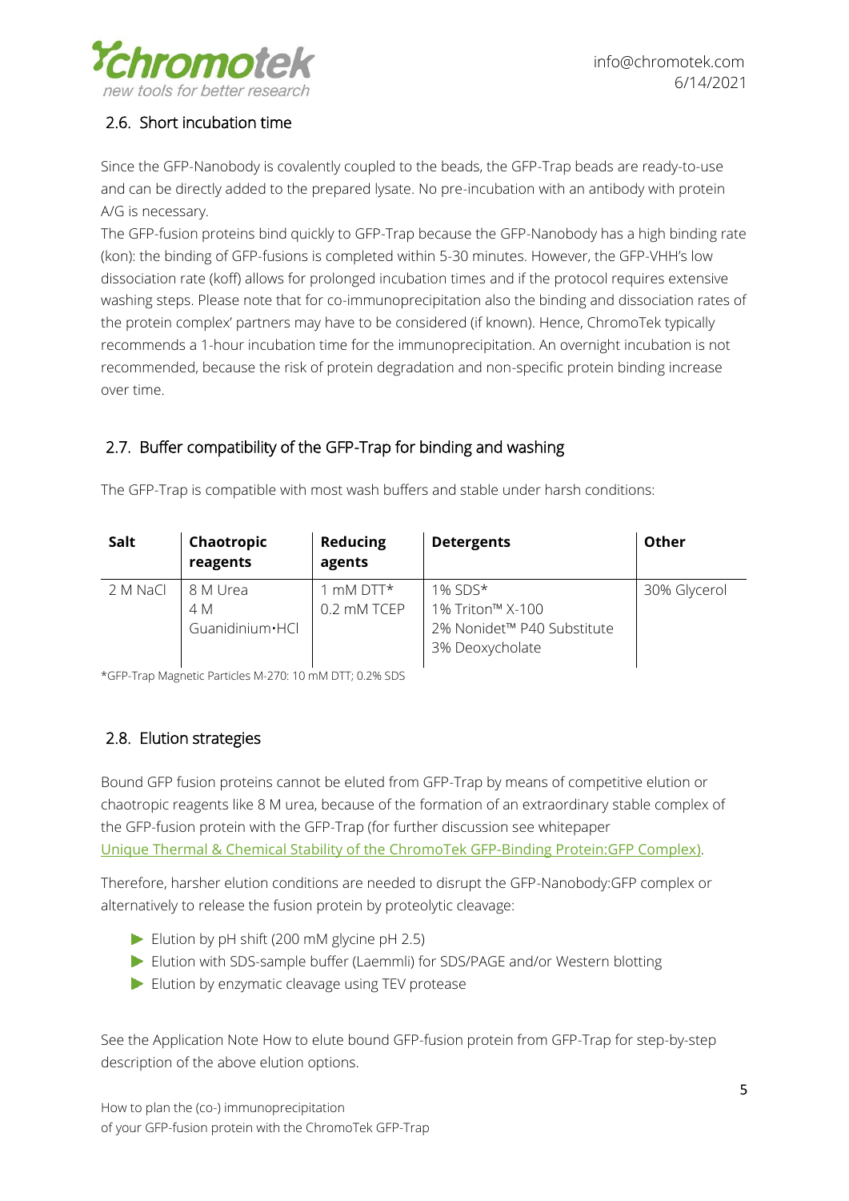## 2.6. Short incubation time

Since the GFP-Nanobody is covalently coupled to the beads, the GFP-Trap beads are ready-to-use and can be directly added to the prepared lysate. No pre-incubation with an antibody with protein A/G is necessary.

The GFP-fusion proteins bind quickly to GFP-Trap because the GFP-Nanobody has a high binding rate (kon): the binding of GFP-fusions is completed within 5-30 minutes. However, the GFP-VHH's low dissociation rate (koff) allows for prolonged incubation times and if the protocol requires extensive washing steps. Please note that for co-immunoprecipitation also the binding and dissociation rates of the protein complex' partners may have to be considered (if known). Hence, ChromoTek typically recommends a 1-hour incubation time for the immunoprecipitation. An overnight incubation is not recommended, because the risk of protein degradation and non-specific protein binding increase over time.

## 2.7. Buffer compatibility of the GFP-Trap for binding and washing

The GFP-Trap is compatible with most wash buffers and stable under harsh conditions:

| Salt | Chaotropic reagents | Reducing agents | Detergents | Other |
| --- | --- | --- | --- | --- |
| 2 M NaCl | 8 M Urea<br>4 M Guanidinium·HCl | 1 mM DTT*<br>0.2 mM TCEP | 1% SDS*<br>1% Triton™ X-100<br>2% Nonidet™ P40 Substitute<br>3% Deoxycholate | 30% Glycerol |

*GFP-Trap Magnetic Particles M-270: 10 mM DTT; 0.2% SDS

## 2.8. Elution strategies

Bound GFP fusion proteins cannot be eluted from GFP-Trap by means of competitive elution or chaotropic reagents like 8 M urea, because of the formation of an extraordinary stable complex of the GFP-fusion protein with the GFP-Trap (for further discussion see whitepaper Unique Thermal & Chemical Stability of the ChromoTek GFP-Binding Protein:GFP Complex).

Therefore, harsher elution conditions are needed to disrupt the GFP-Nanobody:GFP complex or alternatively to release the fusion protein by proteolytic cleavage:

- Elution by pH shift (200 mM glycine pH 2.5)
- Elution with SDS-sample buffer (Laemmli) for SDS/PAGE and/or Western blotting
- Elution by enzymatic cleavage using TEV protease

See the Application Note How to elute bound GFP-fusion protein from GFP-Trap for step-by-step description of the above elution options.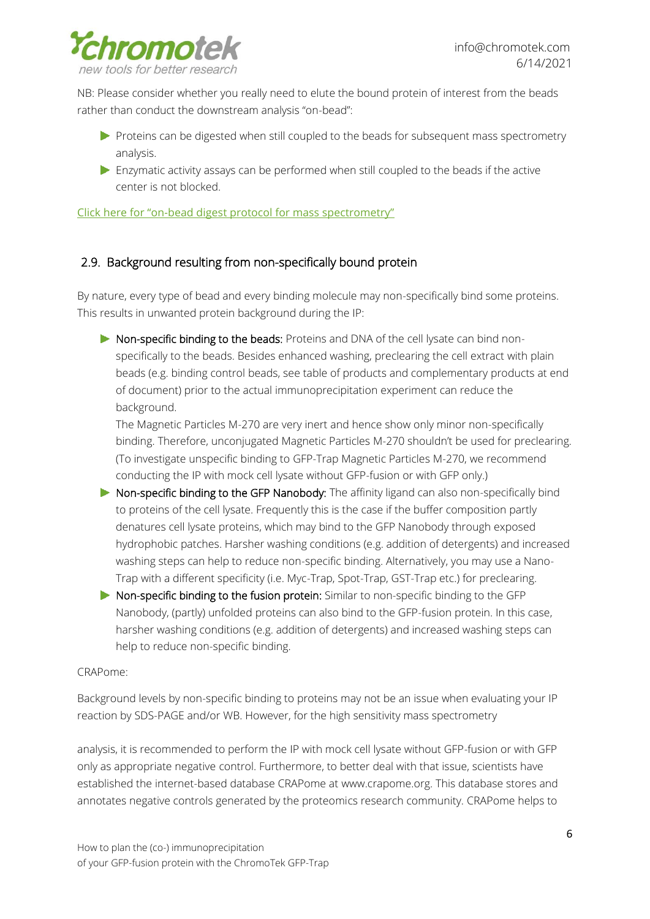NB: Please consider whether you really need to elute the bound protein of interest from the beads rather than conduct the downstream analysis "on-bead":

- Proteins can be digested when still coupled to the beads for subsequent mass spectrometry analysis.
- Enzymatic activity assays can be performed when still coupled to the beads if the active center is not blocked.

[Click here for "on-bead digest protocol for mass spectrometry"]

## 2.9. Background resulting from non-specifically bound protein

By nature, every type of bead and every binding molecule may non-specifically bind some proteins. This results in unwanted protein background during the IP:

- Non-specific binding to the beads: Proteins and DNA of the cell lysate can bind non-specifically to the beads. Besides enhanced washing, preclearing the cell extract with plain beads (e.g. binding control beads, see table of products and complementary products at end of document) prior to the actual immunoprecipitation experiment can reduce the background.
  The Magnetic Particles M-270 are very inert and hence show only minor non-specifically binding. Therefore, unconjugated Magnetic Particles M-270 shouldn't be used for preclearing. (To investigate unspecific binding to GFP-Trap Magnetic Particles M-270, we recommend conducting the IP with mock cell lysate without GFP-fusion or with GFP only.)
- Non-specific binding to the GFP Nanobody: The affinity ligand can also non-specifically bind to proteins of the cell lysate. Frequently this is the case if the buffer composition partly denatures cell lysate proteins, which may bind to the GFP Nanobody through exposed hydrophobic patches. Harsher washing conditions (e.g. addition of detergents) and increased washing steps can help to reduce non-specific binding. Alternatively, you may use a Nano-Trap with a different specificity (i.e. Myc-Trap, Spot-Trap, GST-Trap etc.) for preclearing.
- Non-specific binding to the fusion protein: Similar to non-specific binding to the GFP Nanobody, (partly) unfolded proteins can also bind to the GFP-fusion protein. In this case, harsher washing conditions (e.g. addition of detergents) and increased washing steps can help to reduce non-specific binding.

CRAPome:

Background levels by non-specific binding to proteins may not be an issue when evaluating your IP reaction by SDS-PAGE and/or WB. However, for the high sensitivity mass spectrometry

analysis, it is recommended to perform the IP with mock cell lysate without GFP-fusion or with GFP only as appropriate negative control. Furthermore, to better deal with that issue, scientists have established the internet-based database CRAPome at www.crapome.org. This database stores and annotates negative controls generated by the proteomics research community. CRAPome helps to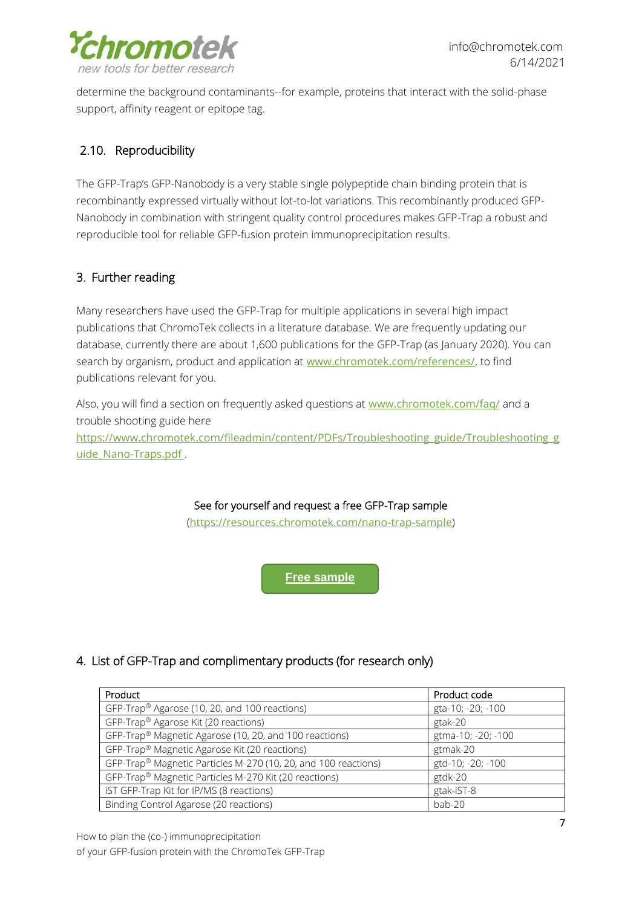determine the background contaminants--for example, proteins that interact with the solid-phase support, affinity reagent or epitope tag.

## 2.10. Reproducibility

The GFP-Trap's GFP-Nanobody is a very stable single polypeptide chain binding protein that is recombinantly expressed virtually without lot-to-lot variations. This recombinantly produced GFP-Nanobody in combination with stringent quality control procedures makes GFP-Trap a robust and reproducible tool for reliable GFP-fusion protein immunoprecipitation results.

# 3. Further reading

Many researchers have used the GFP-Trap for multiple applications in several high impact publications that ChromoTek collects in a literature database. We are frequently updating our database, currently there are about 1,600 publications for the GFP-Trap (as January 2020). You can search by organism, product and application at www.chromotek.com/references/, to find publications relevant for you.

Also, you will find a section on frequently asked questions at www.chromotek.com/faq/ and a trouble shooting guide here https://www.chromotek.com/fileadmin/content/PDFs/Troubleshooting_guide/Troubleshooting_guide_Nano-Traps.pdf .

See for yourself and request a free GFP-Trap sample
(https://resources.chromotek.com/nano-trap-sample)

**Free sample**

# 4. List of GFP-Trap and complimentary products (for research only)

| Product | Product code |
|---|---|
| GFP-Trap® Agarose (10, 20, and 100 reactions) | gta-10; -20; -100 |
| GFP-Trap® Agarose Kit (20 reactions) | gtak-20 |
| GFP-Trap® Magnetic Agarose (10, 20, and 100 reactions) | gtma-10; -20; -100 |
| GFP-Trap® Magnetic Agarose Kit (20 reactions) | gtmak-20 |
| GFP-Trap® Magnetic Particles M-270 (10, 20, and 100 reactions) | gtd-10; -20; -100 |
| GFP-Trap® Magnetic Particles M-270 Kit (20 reactions) | gtdk-20 |
| iST GFP-Trap Kit for IP/MS (8 reactions) | gtak-iST-8 |
| Binding Control Agarose (20 reactions) | bab-20 |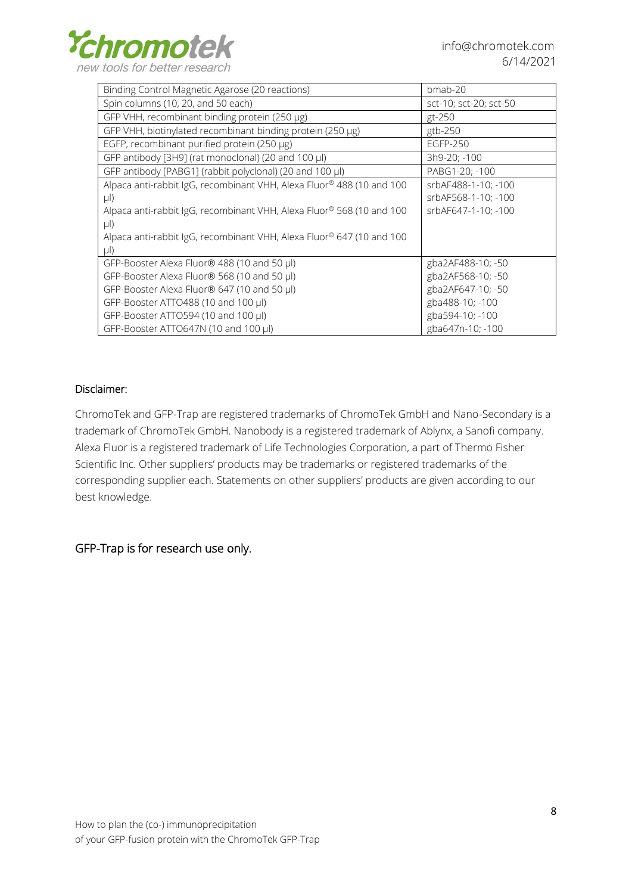| | |
|---|---|
| Binding Control Magnetic Agarose (20 reactions) | bmab-20 |
| Spin columns (10, 20, and 50 each) | sct-10; sct-20; sct-50 |
| GFP VHH, recombinant binding protein (250 µg) | gt-250 |
| GFP VHH, biotinylated recombinant binding protein (250 µg) | gtb-250 |
| EGFP, recombinant purified protein (250 µg) | EGFP-250 |
| GFP antibody [3H9] (rat monoclonal) (20 and 100 µl) | 3h9-20; -100 |
| GFP antibody [PABG1] (rabbit polyclonal) (20 and 100 µl) | PABG1-20; -100 |
| Alpaca anti-rabbit IgG, recombinant VHH, Alexa Fluor® 488 (10 and 100 µl)<br>Alpaca anti-rabbit IgG, recombinant VHH, Alexa Fluor® 568 (10 and 100 µl)<br>Alpaca anti-rabbit IgG, recombinant VHH, Alexa Fluor® 647 (10 and 100 µl) | srbAF488-1-10; -100<br>srbAF568-1-10; -100<br>srbAF647-1-10; -100 |
| GFP-Booster Alexa Fluor® 488 (10 and 50 µl)<br>GFP-Booster Alexa Fluor® 568 (10 and 50 µl)<br>GFP-Booster Alexa Fluor® 647 (10 and 50 µl)<br>GFP-Booster ATTO488 (10 and 100 µl)<br>GFP-Booster ATTO594 (10 and 100 µl)<br>GFP-Booster ATTO647N (10 and 100 µl) | gba2AF488-10; -50<br>gba2AF568-10; -50<br>gba2AF647-10; -50<br>gba488-10; -100<br>gba594-10; -100<br>gba647n-10; -100 |

Disclaimer:

ChromoTek and GFP-Trap are registered trademarks of ChromoTek GmbH and Nano-Secondary is a trademark of ChromoTek GmbH. Nanobody is a registered trademark of Ablynx, a Sanofi company. Alexa Fluor is a registered trademark of Life Technologies Corporation, a part of Thermo Fisher Scientific Inc. Other suppliers' products may be trademarks or registered trademarks of the corresponding supplier each. Statements on other suppliers' products are given according to our best knowledge.

## GFP-Trap is for research use only.